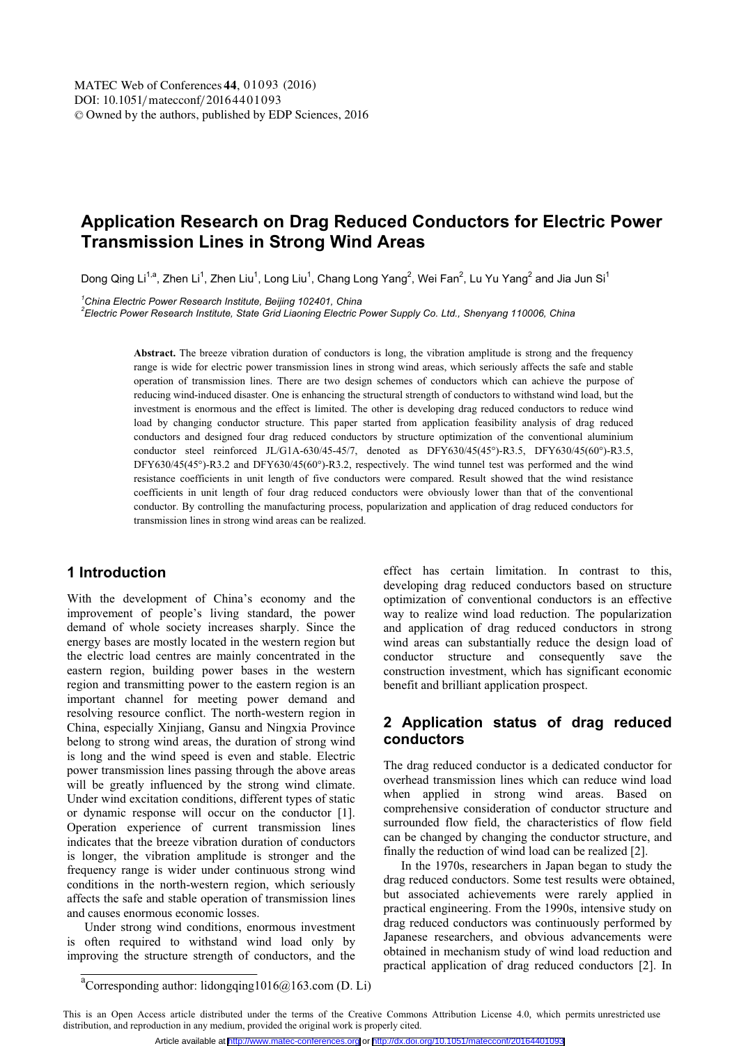# Application Research on Drag Reduced Conductors for Electric Power Transmission Lines in Strong Wind Areas

Dong Qing Li[1,a], Zhen Li[1], Zhen Liu[1], Long Liu[1], Chang Long Yang[2], Wei Fan[2], Lu Yu Yang[2] and Jia Jun Si[1]

[1]*China Electric Power Research Institute, Beijing 102401, China*
[2]*Electric Power Research Institute, State Grid Liaoning Electric Power Supply Co. Ltd., Shenyang 110006, China*

**Abstract.** The breeze vibration duration of conductors is long, the vibration amplitude is strong and the frequency range is wide for electric power transmission lines in strong wind areas, which seriously affects the safe and stable operation of transmission lines. There are two design schemes of conductors which can achieve the purpose of reducing wind-induced disaster. One is enhancing the structural strength of conductors to withstand wind load, but the investment is enormous and the effect is limited. The other is developing drag reduced conductors to reduce wind load by changing conductor structure. This paper started from application feasibility analysis of drag reduced conductors and designed four drag reduced conductors by structure optimization of the conventional aluminium conductor steel reinforced JL/G1A-630/45-45/7, denoted as DFY630/45(45°)-R3.5, DFY630/45(60°)-R3.5, DFY630/45(45°)-R3.2 and DFY630/45(60°)-R3.2, respectively. The wind tunnel test was performed and the wind resistance coefficients in unit length of five conductors were compared. Result showed that the wind resistance coefficients in unit length of four drag reduced conductors were obviously lower than that of the conventional conductor. By controlling the manufacturing process, popularization and application of drag reduced conductors for transmission lines in strong wind areas can be realized.

## 1 Introduction

With the development of China's economy and the improvement of people's living standard, the power demand of whole society increases sharply. Since the energy bases are mostly located in the western region but the electric load centres are mainly concentrated in the eastern region, building power bases in the western region and transmitting power to the eastern region is an important channel for meeting power demand and resolving resource conflict. The north-western region in China, especially Xinjiang, Gansu and Ningxia Province belong to strong wind areas, the duration of strong wind is long and the wind speed is even and stable. Electric power transmission lines passing through the above areas will be greatly influenced by the strong wind climate. Under wind excitation conditions, different types of static or dynamic response will occur on the conductor [1]. Operation experience of current transmission lines indicates that the breeze vibration duration of conductors is longer, the vibration amplitude is stronger and the frequency range is wider under continuous strong wind conditions in the north-western region, which seriously affects the safe and stable operation of transmission lines and causes enormous economic losses.

Under strong wind conditions, enormous investment is often required to withstand wind load only by improving the structure strength of conductors, and the effect has certain limitation. In contrast to this, developing drag reduced conductors based on structure optimization of conventional conductors is an effective way to realize wind load reduction. The popularization and application of drag reduced conductors in strong wind areas can substantially reduce the design load of conductor structure and consequently save the construction investment, which has significant economic benefit and brilliant application prospect.

## 2 Application status of drag reduced conductors

The drag reduced conductor is a dedicated conductor for overhead transmission lines which can reduce wind load when applied in strong wind areas. Based on comprehensive consideration of conductor structure and surrounded flow field, the characteristics of flow field can be changed by changing the conductor structure, and finally the reduction of wind load can be realized [2].

In the 1970s, researchers in Japan began to study the drag reduced conductors. Some test results were obtained, but associated achievements were rarely applied in practical engineering. From the 1990s, intensive study on drag reduced conductors was continuously performed by Japanese researchers, and obvious advancements were obtained in mechanism study of wind load reduction and practical application of drag reduced conductors [2]. In

[a]Corresponding author: lidongqing1016@163.com (D. Li)

This is an Open Access article distributed under the terms of the Creative Commons Attribution License 4.0, which permits unrestricted use distribution, and reproduction in any medium, provided the original work is properly cited.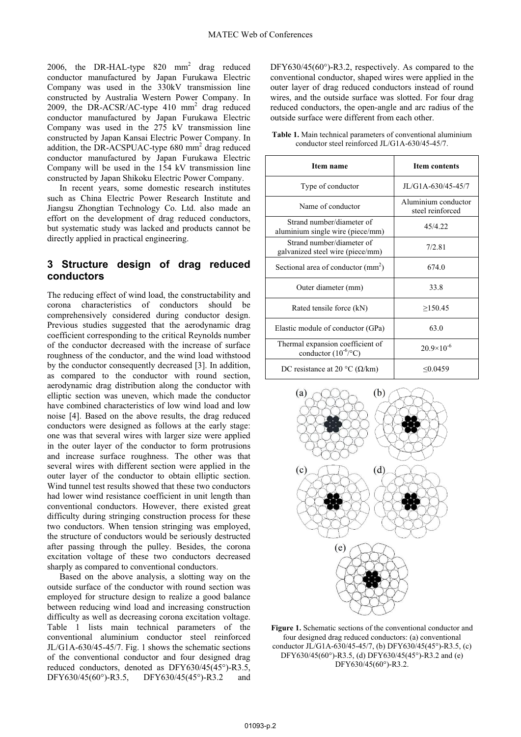2006, the DR-HAL-type 820 $mm^2$ drag reduced conductor manufactured by Japan Furukawa Electric Company was used in the 330kV transmission line constructed by Australia Western Power Company. In 2009, the DR-ACSR/AC-type 410 $mm^2$ drag reduced conductor manufactured by Japan Furukawa Electric Company was used in the 275 kV transmission line constructed by Japan Kansai Electric Power Company. In addition, the DR-ACSPUAC-type 680 $mm^2$ drag reduced conductor manufactured by Japan Furukawa Electric Company will be used in the 154 kV transmission line constructed by Japan Shikoku Electric Power Company.

In recent years, some domestic research institutes such as China Electric Power Research Institute and Jiangsu Zhongtian Technology Co. Ltd. also made an effort on the development of drag reduced conductors, but systematic study was lacked and products cannot be directly applied in practical engineering.

## 3 Structure design of drag reduced conductors

The reducing effect of wind load, the constructability and corona characteristics of conductors should be comprehensively considered during conductor design. Previous studies suggested that the aerodynamic drag coefficient corresponding to the critical Reynolds number of the conductor decreased with the increase of surface roughness of the conductor, and the wind load withstood by the conductor consequently decreased [3]. In addition, as compared to the conductor with round section, aerodynamic drag distribution along the conductor with elliptic section was uneven, which made the conductor have combined characteristics of low wind load and low noise [4]. Based on the above results, the drag reduced conductors were designed as follows at the early stage: one was that several wires with larger size were applied in the outer layer of the conductor to form protrusions and increase surface roughness. The other was that several wires with different section were applied in the outer layer of the conductor to obtain elliptic section. Wind tunnel test results showed that these two conductors had lower wind resistance coefficient in unit length than conventional conductors. However, there existed great difficulty during stringing construction process for these two conductors. When tension stringing was employed, the structure of conductors would be seriously destructed after passing through the pulley. Besides, the corona excitation voltage of these two conductors decreased sharply as compared to conventional conductors.

Based on the above analysis, a slotting way on the outside surface of the conductor with round section was employed for structure design to realize a good balance between reducing wind load and increasing construction difficulty as well as decreasing corona excitation voltage. Table 1 lists main technical parameters of the conventional aluminium conductor steel reinforced JL/G1A-630/45-45/7. Fig. 1 shows the schematic sections of the conventional conductor and four designed drag reduced conductors, denoted as DFY630/45(45°)-R3.5, DFY630/45(60°)-R3.5, DFY630/45(45°)-R3.2 and DFY630/45(60°)-R3.2, respectively. As compared to the conventional conductor, shaped wires were applied in the outer layer of drag reduced conductors instead of round wires, and the outside surface was slotted. For four drag reduced conductors, the open-angle and arc radius of the outside surface were different from each other.

**Table 1.** Main technical parameters of conventional aluminium conductor steel reinforced JL/G1A-630/45-45/7.

| Item name | Item contents |
|---|---|
| Type of conductor | JL/G1A-630/45-45/7 |
| Name of conductor | Aluminium conductor steel reinforced |
| Strand number/diameter of aluminium single wire (piece/mm) | 45/4.22 |
| Strand number/diameter of galvanized steel wire (piece/mm) | 7/2.81 |
| Sectional area of conductor ($mm^2$) | 674.0 |
| Outer diameter (mm) | 33.8 |
| Rated tensile force (kN) | ≥150.45 |
| Elastic module of conductor (GPa) | 63.0 |
| Thermal expansion coefficient of conductor ($10^{-6}$/°C) | $20.9\times10^{-6}$ |
| DC resistance at 20 °C (Ω/km) | ≤0.0459 |

**Figure 1.** Schematic sections of the conventional conductor and four designed drag reduced conductors: (a) conventional conductor JL/G1A-630/45-45/7, (b) DFY630/45(45°)-R3.5, (c) DFY630/45(60°)-R3.5, (d) DFY630/45(45°)-R3.2 and (e) DFY630/45(60°)-R3.2.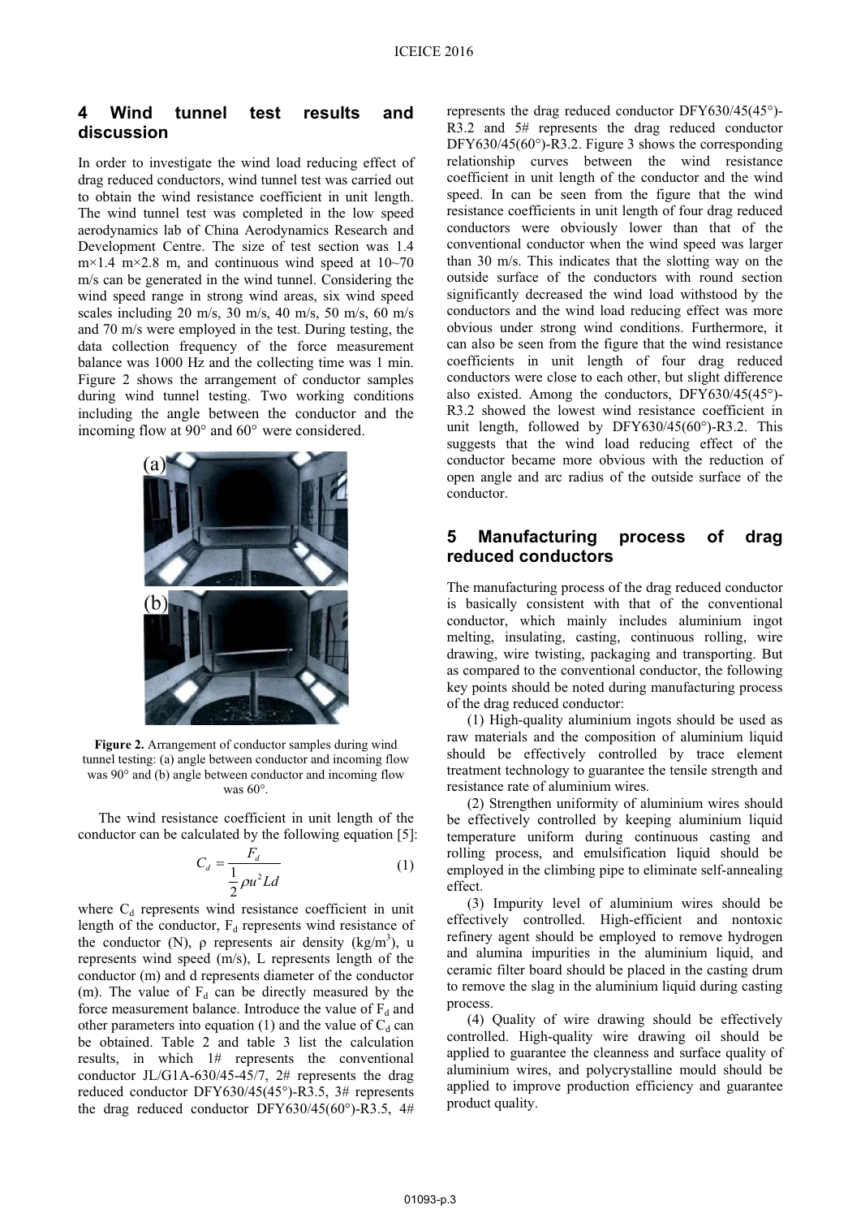## 4 Wind tunnel test results and discussion

In order to investigate the wind load reducing effect of drag reduced conductors, wind tunnel test was carried out to obtain the wind resistance coefficient in unit length. The wind tunnel test was completed in the low speed aerodynamics lab of China Aerodynamics Research and Development Centre. The size of test section was 1.4 m×1.4 m×2.8 m, and continuous wind speed at 10~70 m/s can be generated in the wind tunnel. Considering the wind speed range in strong wind areas, six wind speed scales including 20 m/s, 30 m/s, 40 m/s, 50 m/s, 60 m/s and 70 m/s were employed in the test. During testing, the data collection frequency of the force measurement balance was 1000 Hz and the collecting time was 1 min. Figure 2 shows the arrangement of conductor samples during wind tunnel testing. Two working conditions including the angle between the conductor and the incoming flow at 90° and 60° were considered.

**Figure 2.** Arrangement of conductor samples during wind tunnel testing: (a) angle between conductor and incoming flow was 90° and (b) angle between conductor and incoming flow was 60°.

The wind resistance coefficient in unit length of the conductor can be calculated by the following equation [5]:

$$C_d = \frac{F_d}{\frac{1}{2}\rho u^2 L d} \tag{1}$$

where $C_d$ represents wind resistance coefficient in unit length of the conductor, $F_d$ represents wind resistance of the conductor (N), ρ represents air density (kg/m$^3$), u represents wind speed (m/s), L represents length of the conductor (m) and d represents diameter of the conductor (m). The value of $F_d$ can be directly measured by the force measurement balance. Introduce the value of $F_d$ and other parameters into equation (1) and the value of $C_d$ can be obtained. Table 2 and table 3 list the calculation results, in which 1# represents the conventional conductor JL/G1A-630/45-45/7, 2# represents the drag reduced conductor DFY630/45(45°)-R3.5, 3# represents the drag reduced conductor DFY630/45(60°)-R3.5, 4# represents the drag reduced conductor DFY630/45(45°)-R3.2 and 5# represents the drag reduced conductor DFY630/45(60°)-R3.2. Figure 3 shows the corresponding relationship curves between the wind resistance coefficient in unit length of the conductor and the wind speed. In can be seen from the figure that the wind resistance coefficients in unit length of four drag reduced conductors were obviously lower than that of the conventional conductor when the wind speed was larger than 30 m/s. This indicates that the slotting way on the outside surface of the conductors with round section significantly decreased the wind load withstood by the conductors and the wind load reducing effect was more obvious under strong wind conditions. Furthermore, it can also be seen from the figure that the wind resistance coefficients in unit length of four drag reduced conductors were close to each other, but slight difference also existed. Among the conductors, DFY630/45(45°)-R3.2 showed the lowest wind resistance coefficient in unit length, followed by DFY630/45(60°)-R3.2. This suggests that the wind load reducing effect of the conductor became more obvious with the reduction of open angle and arc radius of the outside surface of the conductor.

## 5 Manufacturing process of drag reduced conductors

The manufacturing process of the drag reduced conductor is basically consistent with that of the conventional conductor, which mainly includes aluminium ingot melting, insulating, casting, continuous rolling, wire drawing, wire twisting, packaging and transporting. But as compared to the conventional conductor, the following key points should be noted during manufacturing process of the drag reduced conductor:

(1) High-quality aluminium ingots should be used as raw materials and the composition of aluminium liquid should be effectively controlled by trace element treatment technology to guarantee the tensile strength and resistance rate of aluminium wires.

(2) Strengthen uniformity of aluminium wires should be effectively controlled by keeping aluminium liquid temperature uniform during continuous casting and rolling process, and emulsification liquid should be employed in the climbing pipe to eliminate self-annealing effect.

(3) Impurity level of aluminium wires should be effectively controlled. High-efficient and nontoxic refinery agent should be employed to remove hydrogen and alumina impurities in the aluminium liquid, and ceramic filter board should be placed in the casting drum to remove the slag in the aluminium liquid during casting process.

(4) Quality of wire drawing should be effectively controlled. High-quality wire drawing oil should be applied to guarantee the cleanness and surface quality of aluminium wires, and polycrystalline mould should be applied to improve production efficiency and guarantee product quality.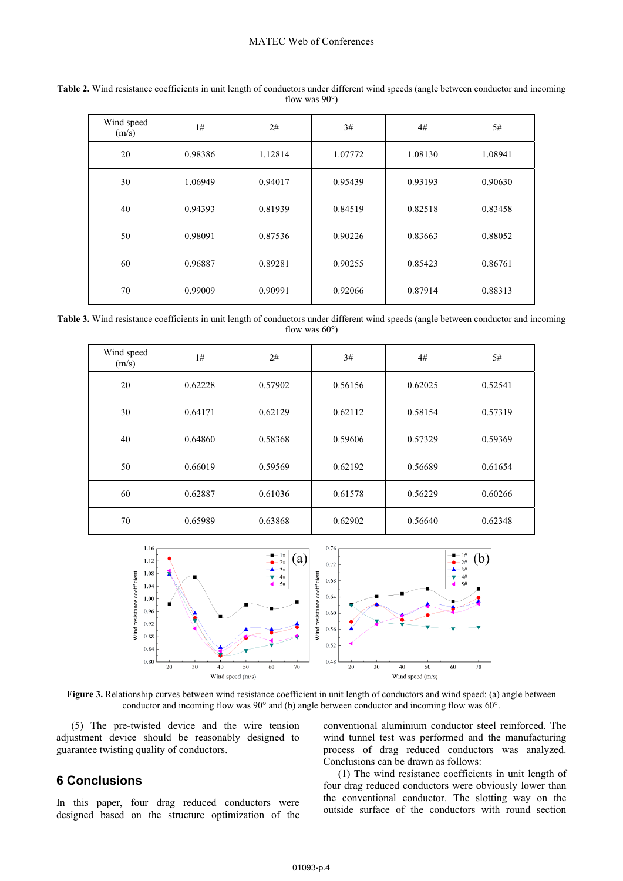**Table 2.** Wind resistance coefficients in unit length of conductors under different wind speeds (angle between conductor and incoming flow was 90°)

| Wind speed (m/s) | 1# | 2# | 3# | 4# | 5# |
|---|---|---|---|---|---|
| 20 | 0.98386 | 1.12814 | 1.07772 | 1.08130 | 1.08941 |
| 30 | 1.06949 | 0.94017 | 0.95439 | 0.93193 | 0.90630 |
| 40 | 0.94393 | 0.81939 | 0.84519 | 0.82518 | 0.83458 |
| 50 | 0.98091 | 0.87536 | 0.90226 | 0.83663 | 0.88052 |
| 60 | 0.96887 | 0.89281 | 0.90255 | 0.85423 | 0.86761 |
| 70 | 0.99009 | 0.90991 | 0.92066 | 0.87914 | 0.88313 |

**Table 3.** Wind resistance coefficients in unit length of conductors under different wind speeds (angle between conductor and incoming flow was 60°)

| Wind speed (m/s) | 1# | 2# | 3# | 4# | 5# |
|---|---|---|---|---|---|
| 20 | 0.62228 | 0.57902 | 0.56156 | 0.62025 | 0.52541 |
| 30 | 0.64171 | 0.62129 | 0.62112 | 0.58154 | 0.57319 |
| 40 | 0.64860 | 0.58368 | 0.59606 | 0.57329 | 0.59369 |
| 50 | 0.66019 | 0.59569 | 0.62192 | 0.56689 | 0.61654 |
| 60 | 0.62887 | 0.61036 | 0.61578 | 0.56229 | 0.60266 |
| 70 | 0.65989 | 0.63868 | 0.62902 | 0.56640 | 0.62348 |

**Figure 3.** Relationship curves between wind resistance coefficient in unit length of conductors and wind speed: (a) angle between conductor and incoming flow was 90° and (b) angle between conductor and incoming flow was 60°.

(5) The pre-twisted device and the wire tension adjustment device should be reasonably designed to guarantee twisting quality of conductors.

## 6 Conclusions

In this paper, four drag reduced conductors were designed based on the structure optimization of the conventional aluminium conductor steel reinforced. The wind tunnel test was performed and the manufacturing process of drag reduced conductors was analyzed. Conclusions can be drawn as follows:

(1) The wind resistance coefficients in unit length of four drag reduced conductors were obviously lower than the conventional conductor. The slotting way on the outside surface of the conductors with round section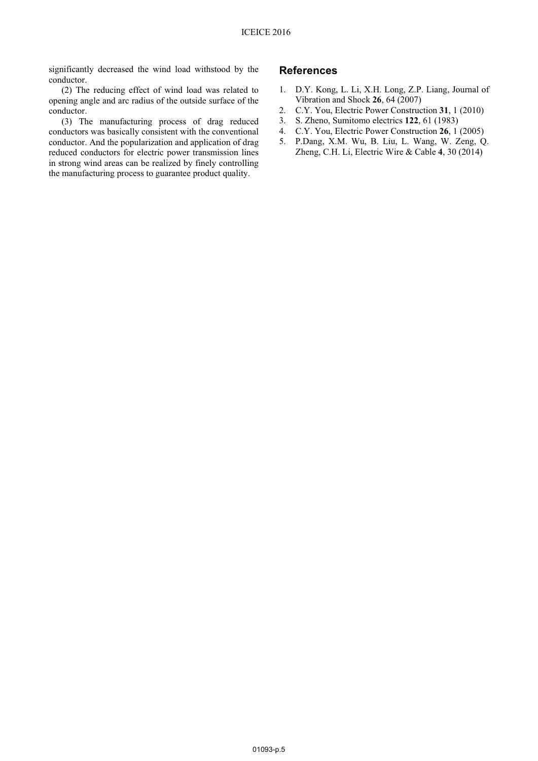significantly decreased the wind load withstood by the conductor.

(2) The reducing effect of wind load was related to opening angle and arc radius of the outside surface of the conductor.

(3) The manufacturing process of drag reduced conductors was basically consistent with the conventional conductor. And the popularization and application of drag reduced conductors for electric power transmission lines in strong wind areas can be realized by finely controlling the manufacturing process to guarantee product quality.

## References

1. D.Y. Kong, L. Li, X.H. Long, Z.P. Liang, Journal of Vibration and Shock **26**, 64 (2007)
2. C.Y. You, Electric Power Construction **31**, 1 (2010)
3. S. Zheno, Sumitomo electrics **122**, 61 (1983)
4. C.Y. You, Electric Power Construction **26**, 1 (2005)
5. P.Dang, X.M. Wu, B. Liu, L. Wang, W. Zeng, Q. Zheng, C.H. Li, Electric Wire & Cable **4**, 30 (2014)